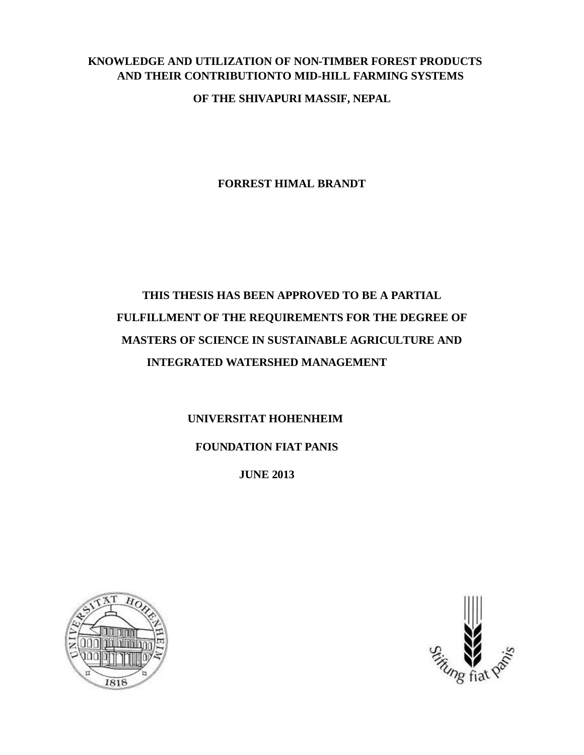# KNOWLEDGE AND UTILIZATION OF NON-TIMBER FOREST PRODUCTS AND THEIR CONTRIBUTIONTO MID-HILL FARMING SYSTEMS OF THE SHIVAPURI MASSIF, NEPAL

**FORREST HIMAL BRANDT**

**THIS THESIS HAS BEEN APPROVED TO BE A PARTIAL FULFILLMENT OF THE REQUIREMENTS FOR THE DEGREE OF MASTERS OF SCIENCE IN SUSTAINABLE AGRICULTURE AND INTEGRATED WATERSHED MANAGEMENT**

**UNIVERSITAT HOHENHEIM**

**FOUNDATION FIAT PANIS**

**JUNE 2013**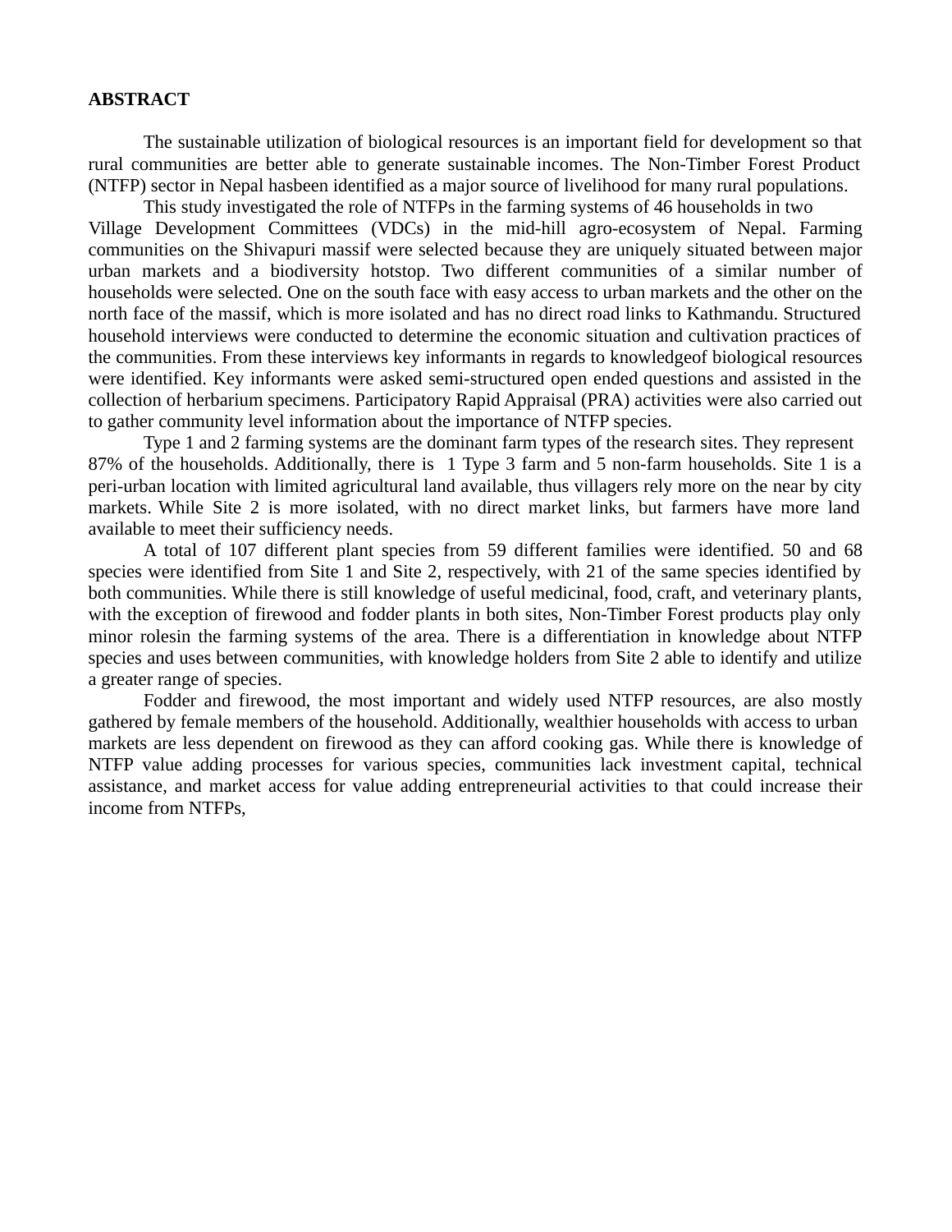**ABSTRACT**

The sustainable utilization of biological resources is an important field for development so that rural communities are better able to generate sustainable incomes. The Non-Timber Forest Product (NTFP) sector in Nepal hasbeen identified as a major source of livelihood for many rural populations.

This study investigated the role of NTFPs in the farming systems of 46 households in two Village Development Committees (VDCs) in the mid-hill agro-ecosystem of Nepal. Farming communities on the Shivapuri massif were selected because they are uniquely situated between major urban markets and a biodiversity hotstop. Two different communities of a similar number of households were selected. One on the south face with easy access to urban markets and the other on the north face of the massif, which is more isolated and has no direct road links to Kathmandu. Structured household interviews were conducted to determine the economic situation and cultivation practices of the communities. From these interviews key informants in regards to knowledgeof biological resources were identified. Key informants were asked semi-structured open ended questions and assisted in the collection of herbarium specimens. Participatory Rapid Appraisal (PRA) activities were also carried out to gather community level information about the importance of NTFP species.

Type 1 and 2 farming systems are the dominant farm types of the research sites. They represent 87% of the households. Additionally, there is 1 Type 3 farm and 5 non-farm households. Site 1 is a peri-urban location with limited agricultural land available, thus villagers rely more on the near by city markets. While Site 2 is more isolated, with no direct market links, but farmers have more land available to meet their sufficiency needs.

A total of 107 different plant species from 59 different families were identified. 50 and 68 species were identified from Site 1 and Site 2, respectively, with 21 of the same species identified by both communities. While there is still knowledge of useful medicinal, food, craft, and veterinary plants, with the exception of firewood and fodder plants in both sites, Non-Timber Forest products play only minor rolesin the farming systems of the area. There is a differentiation in knowledge about NTFP species and uses between communities, with knowledge holders from Site 2 able to identify and utilize a greater range of species.

Fodder and firewood, the most important and widely used NTFP resources, are also mostly gathered by female members of the household. Additionally, wealthier households with access to urban markets are less dependent on firewood as they can afford cooking gas. While there is knowledge of NTFP value adding processes for various species, communities lack investment capital, technical assistance, and market access for value adding entrepreneurial activities to that could increase their income from NTFPs,